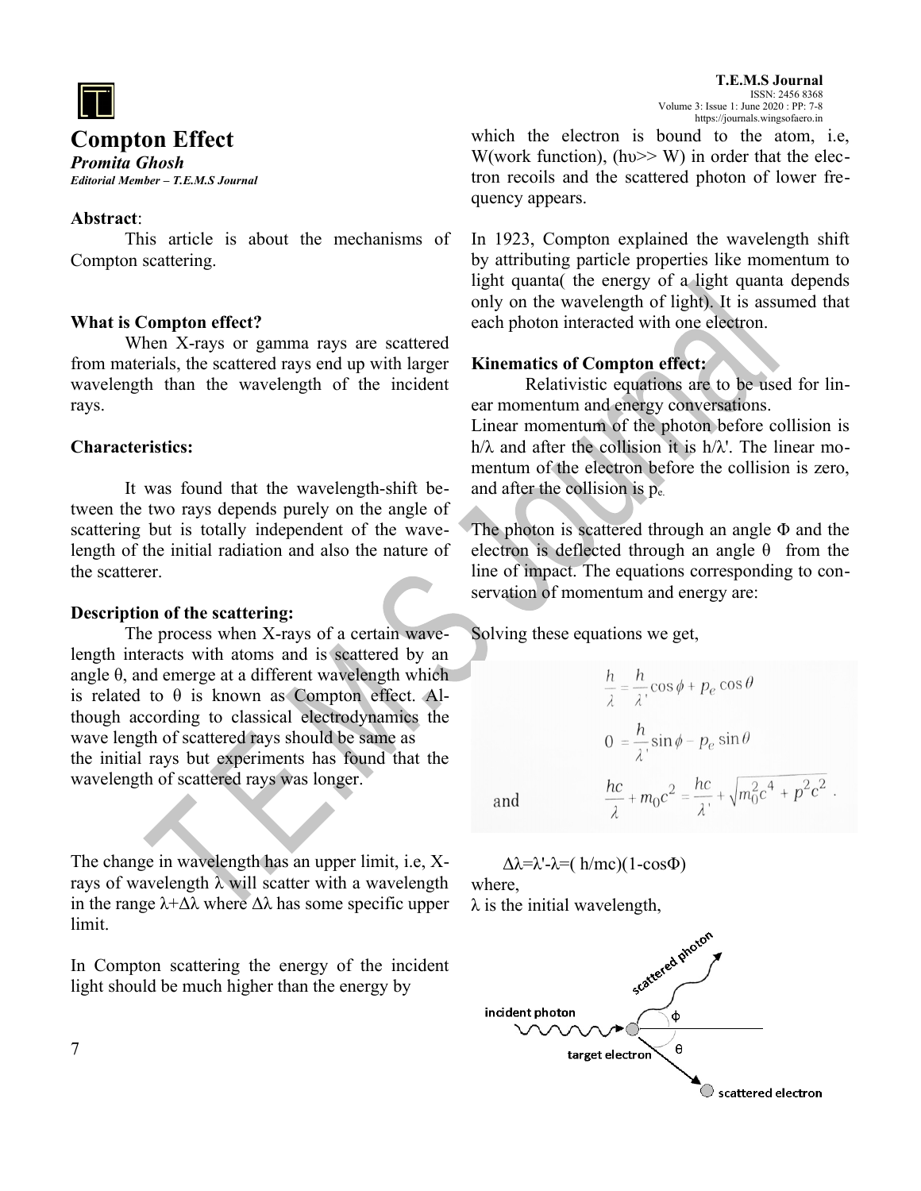# Compton Effect

***Promita Ghosh***

***Editorial Member – T.E.M.S Journal***

**Abstract**:

This article is about the mechanisms of Compton scattering.

**What is Compton effect?**

When X-rays or gamma rays are scattered from materials, the scattered rays end up with larger wavelength than the wavelength of the incident rays.

**Characteristics:**

It was found that the wavelength-shift between the two rays depends purely on the angle of scattering but is totally independent of the wavelength of the initial radiation and also the nature of the scatterer.

**Description of the scattering:**

The process when X-rays of a certain wavelength interacts with atoms and is scattered by an angle θ, and emerge at a different wavelength which is related to θ is known as Compton effect. Although according to classical electrodynamics the wave length of scattered rays should be same as the initial rays but experiments has found that the wavelength of scattered rays was longer.

The change in wavelength has an upper limit, i.e, X-rays of wavelength λ will scatter with a wavelength in the range λ+Δλ where Δλ has some specific upper limit.

In Compton scattering the energy of the incident light should be much higher than the energy by which the electron is bound to the atom, i.e, W(work function), (hυ>> W) in order that the electron recoils and the scattered photon of lower frequency appears.

In 1923, Compton explained the wavelength shift by attributing particle properties like momentum to light quanta( the energy of a light quanta depends only on the wavelength of light). It is assumed that each photon interacted with one electron.

**Kinematics of Compton effect:**

Relativistic equations are to be used for linear momentum and energy conversations.

Linear momentum of the photon before collision is h/λ and after the collision it is h/λ'. The linear momentum of the electron before the collision is zero, and after the collision is $p_e$.

The photon is scattered through an angle Φ and the electron is deflected through an angle θ from the line of impact. The equations corresponding to conservation of momentum and energy are:

Solving these equations we get,

$$\frac{h}{\lambda} = \frac{h}{\lambda'}\cos\phi + p_e\cos\theta$$

$$0 = \frac{h}{\lambda'}\sin\phi - p_e\sin\theta$$

and
$$\frac{hc}{\lambda} + m_0c^2 = \frac{hc}{\lambda'} + \sqrt{m_0^2c^4 + p^2c^2}\ .$$

$$\Delta\lambda=\lambda'-\lambda=(h/mc)(1-\cos\Phi)$$

where,

λ is the initial wavelength,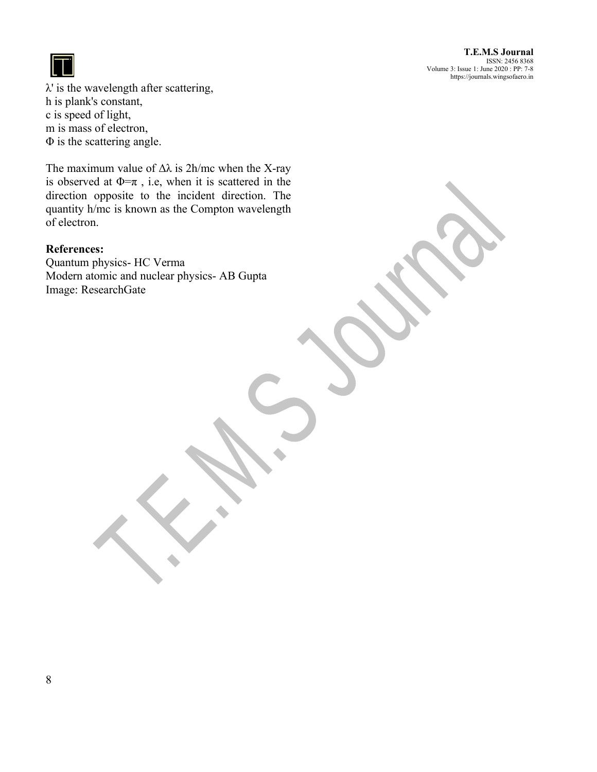$\lambda'$ is the wavelength after scattering,
h is plank's constant,
c is speed of light,
m is mass of electron,
$\Phi$ is the scattering angle.

The maximum value of $\Delta\lambda$ is $2h/mc$ when the X-ray is observed at $\Phi=\pi$ , i.e, when it is scattered in the direction opposite to the incident direction. The quantity $h/mc$ is known as the Compton wavelength of electron.

**References:**

Quantum physics- HC Verma
Modern atomic and nuclear physics- AB Gupta
Image: ResearchGate